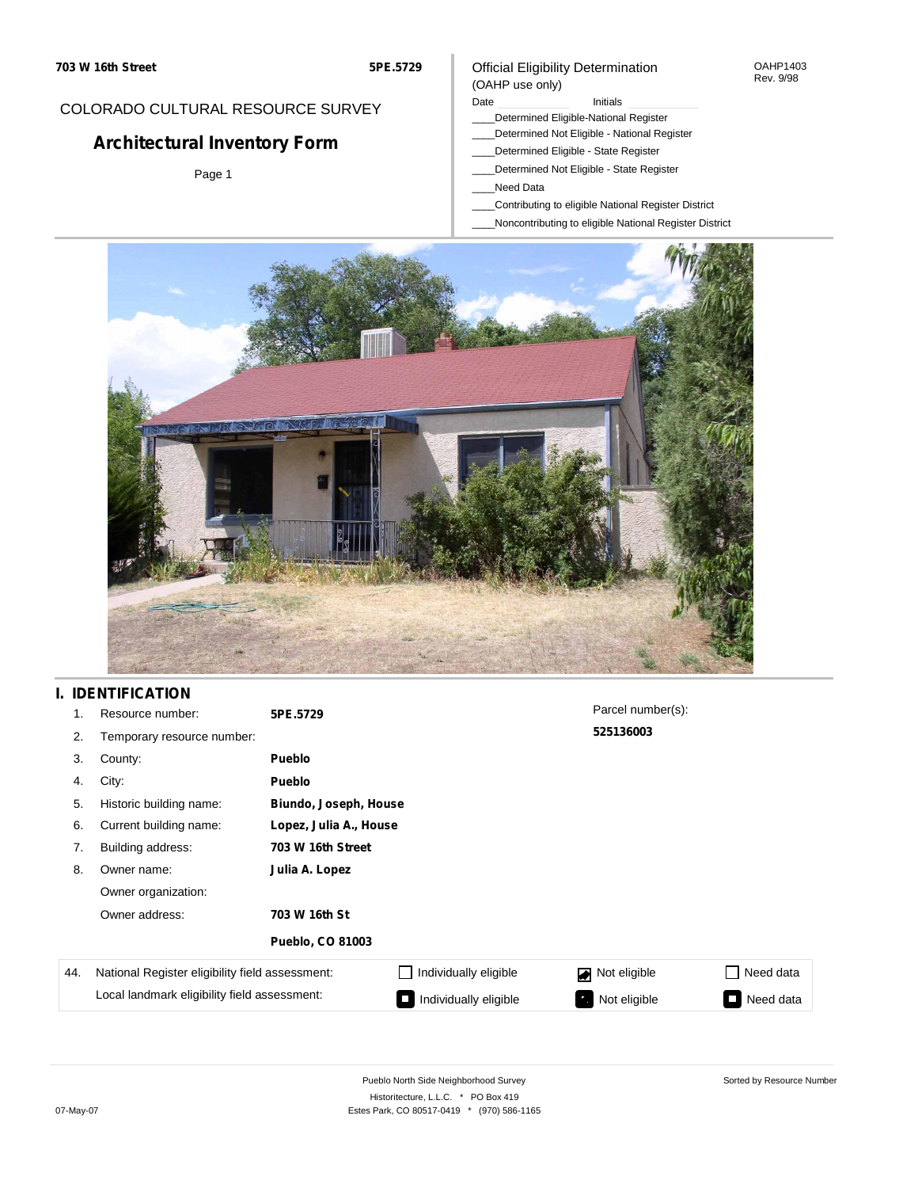703 W 16th Street

5PE.5729

COLORADO CULTURAL RESOURCE SURVEY

# Architectural Inventory Form

Page 1

Official Eligibility Determination
(OAHP use only)

OAHP1403
Rev. 9/98

Date ____________ Initials ____________

____Determined Eligible-National Register
____Determined Not Eligible - National Register
____Determined Eligible - State Register
____Determined Not Eligible - State Register
____Need Data
____Contributing to eligible National Register District
____Noncontributing to eligible National Register District

## I. IDENTIFICATION

| | | |
|---|---|---|
| 1. | Resource number: | **5PE.5729** |
| 2. | Temporary resource number: | |
| 3. | County: | **Pueblo** |
| 4. | City: | **Pueblo** |
| 5. | Historic building name: | **Biundo, Joseph, House** |
| 6. | Current building name: | **Lopez, Julia A., House** |
| 7. | Building address: | **703 W 16th Street** |
| 8. | Owner name: | **Julia A. Lopez** |
| | Owner organization: | |
| | Owner address: | **703 W 16th St** |
| | | **Pueblo, CO 81003** |

Parcel number(s):
**525136003**

| 44. | | | | |
|---|---|---|---|---|
| | National Register eligibility field assessment: | ☐ Individually eligible | ☑ Not eligible | ☐ Need data |
| | Local landmark eligibility field assessment: | ☐ Individually eligible | ☑ Not eligible | ☐ Need data |

Pueblo North Side Neighborhood Survey
Historitecture, L.L.C. * PO Box 419
Estes Park, CO 80517-0419 * (970) 586-1165

Sorted by Resource Number

07-May-07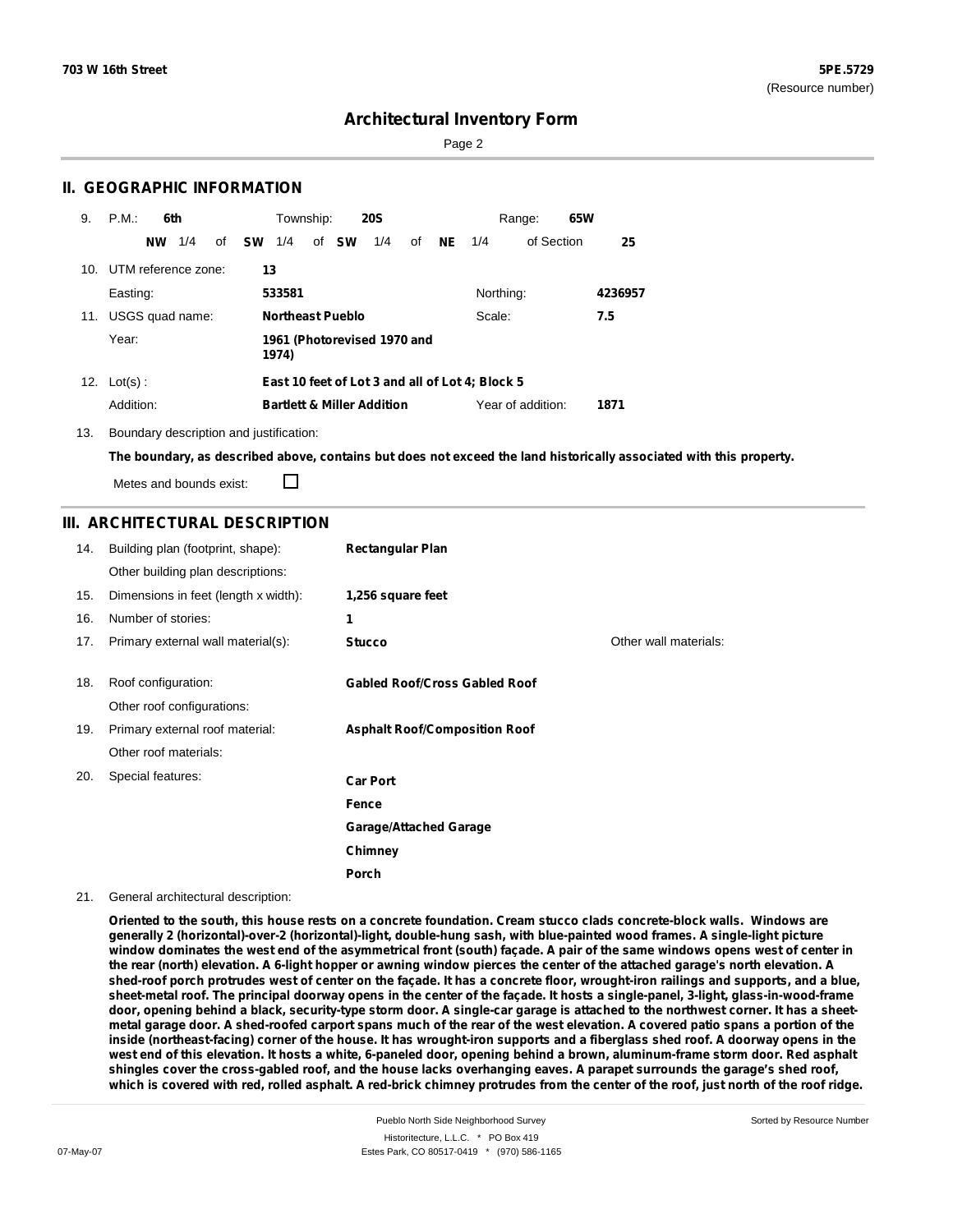## II. GEOGRAPHIC INFORMATION

9. P.M.: **6th** Township: **20S** Range: **65W**

**NW** 1/4 of **SW** 1/4 of **SW** 1/4 of **NE** 1/4 of Section **25**

10. UTM reference zone: **13**

Easting: **533581** Northing: **4236957**

11. USGS quad name: **Northeast Pueblo** Scale: **7.5**

Year: **1961 (Photorevised 1970 and 1974)**

12. Lot(s) : **East 10 feet of Lot 3 and all of Lot 4; Block 5**

Addition: **Bartlett & Miller Addition** Year of addition: **1871**

13. Boundary description and justification:

**The boundary, as described above, contains but does not exceed the land historically associated with this property.**

Metes and bounds exist: ☐

## III. ARCHITECTURAL DESCRIPTION

14. Building plan (footprint, shape): **Rectangular Plan**

Other building plan descriptions:

15. Dimensions in feet (length x width): **1,256 square feet**

16. Number of stories: **1**

17. Primary external wall material(s): **Stucco** Other wall materials:

18. Roof configuration: **Gabled Roof/Cross Gabled Roof**

Other roof configurations:

19. Primary external roof material: **Asphalt Roof/Composition Roof**

Other roof materials:

20. Special features:

**Car Port**
**Fence**
**Garage/Attached Garage**
**Chimney**
**Porch**

21. General architectural description:

**Oriented to the south, this house rests on a concrete foundation. Cream stucco clads concrete-block walls. Windows are generally 2 (horizontal)-over-2 (horizontal)-light, double-hung sash, with blue-painted wood frames. A single-light picture window dominates the west end of the asymmetrical front (south) façade. A pair of the same windows opens west of center in the rear (north) elevation. A 6-light hopper or awning window pierces the center of the attached garage's north elevation. A shed-roof porch protrudes west of center on the façade. It has a concrete floor, wrought-iron railings and supports, and a blue, sheet-metal roof. The principal doorway opens in the center of the façade. It hosts a single-panel, 3-light, glass-in-wood-frame door, opening behind a black, security-type storm door. A single-car garage is attached to the northwest corner. It has a sheet-metal garage door. A shed-roofed carport spans much of the rear of the west elevation. A covered patio spans a portion of the inside (northeast-facing) corner of the house. It has wrought-iron supports and a fiberglass shed roof. A doorway opens in the west end of this elevation. It hosts a white, 6-paneled door, opening behind a brown, aluminum-frame storm door. Red asphalt shingles cover the cross-gabled roof, and the house lacks overhanging eaves. A parapet surrounds the garage's shed roof, which is covered with red, rolled asphalt. A red-brick chimney protrudes from the center of the roof, just north of the roof ridge.**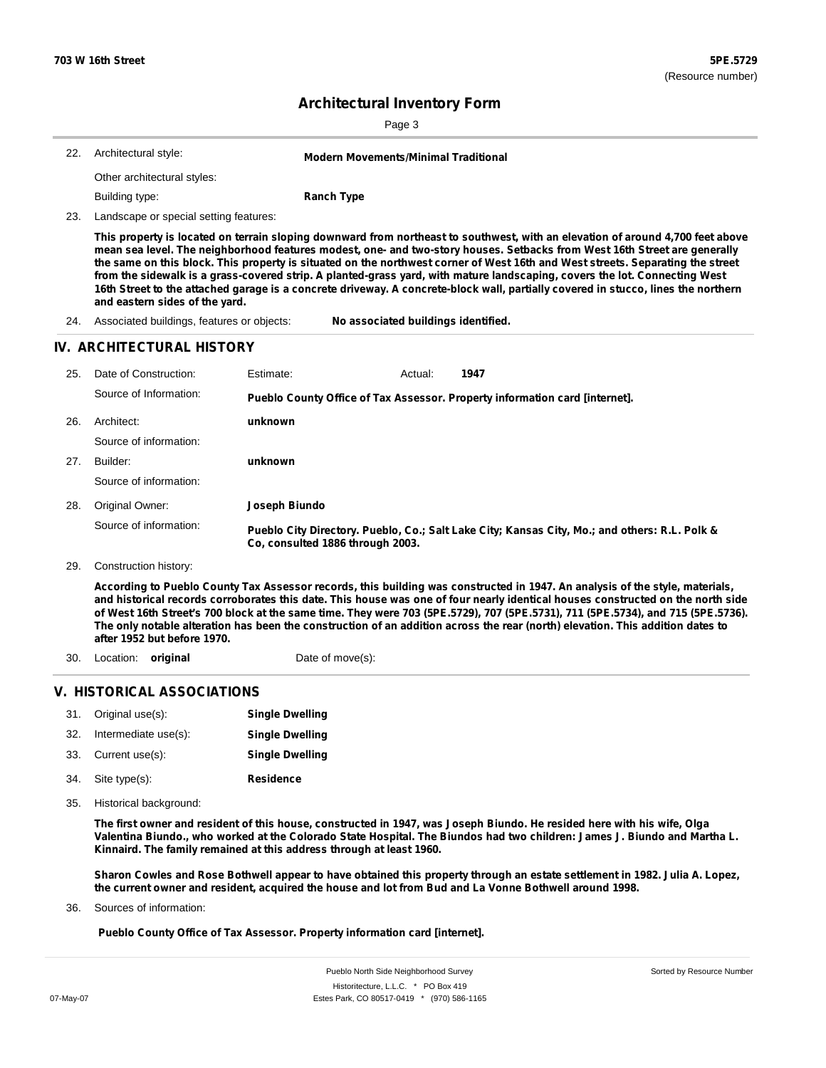**703 W 16th Street** | **5PE.5729** (Resource number)

# Architectural Inventory Form

22. Architectural style: **Modern Movements/Minimal Traditional**

    Other architectural styles:

    Building type: **Ranch Type**

23. Landscape or special setting features:

    **This property is located on terrain sloping downward from northeast to southwest, with an elevation of around 4,700 feet above mean sea level. The neighborhood features modest, one- and two-story houses. Setbacks from West 16th Street are generally the same on this block. This property is situated on the northwest corner of West 16th and West streets. Separating the street from the sidewalk is a grass-covered strip. A planted-grass yard, with mature landscaping, covers the lot. Connecting West 16th Street to the attached garage is a concrete driveway. A concrete-block wall, partially covered in stucco, lines the northern and eastern sides of the yard.**

24. Associated buildings, features or objects: **No associated buildings identified.**

## IV. ARCHITECTURAL HISTORY

25. Date of Construction: Estimate: Actual: **1947**

    Source of Information: **Pueblo County Office of Tax Assessor. Property information card [internet].**

26. Architect: **unknown**

    Source of information:

27. Builder: **unknown**

    Source of information:

28. Original Owner: **Joseph Biundo**

    Source of information: **Pueblo City Directory. Pueblo, Co.; Salt Lake City; Kansas City, Mo.; and others: R.L. Polk & Co, consulted 1886 through 2003.**

29. Construction history:

    **According to Pueblo County Tax Assessor records, this building was constructed in 1947. An analysis of the style, materials, and historical records corroborates this date. This house was one of four nearly identical houses constructed on the north side of West 16th Street's 700 block at the same time. They were 703 (5PE.5729), 707 (5PE.5731), 711 (5PE.5734), and 715 (5PE.5736). The only notable alteration has been the construction of an addition across the rear (north) elevation. This addition dates to after 1952 but before 1970.**

30. Location: **original** Date of move(s):

## V. HISTORICAL ASSOCIATIONS

31. Original use(s): **Single Dwelling**
32. Intermediate use(s): **Single Dwelling**
33. Current use(s): **Single Dwelling**
34. Site type(s): **Residence**
35. Historical background:

    **The first owner and resident of this house, constructed in 1947, was Joseph Biundo. He resided here with his wife, Olga Valentina Biundo., who worked at the Colorado State Hospital. The Biundos had two children: James J. Biundo and Martha L. Kinnaird. The family remained at this address through at least 1960.**

    **Sharon Cowles and Rose Bothwell appear to have obtained this property through an estate settlement in 1982. Julia A. Lopez, the current owner and resident, acquired the house and lot from Bud and La Vonne Bothwell around 1998.**

36. Sources of information:

    **Pueblo County Office of Tax Assessor. Property information card [internet].**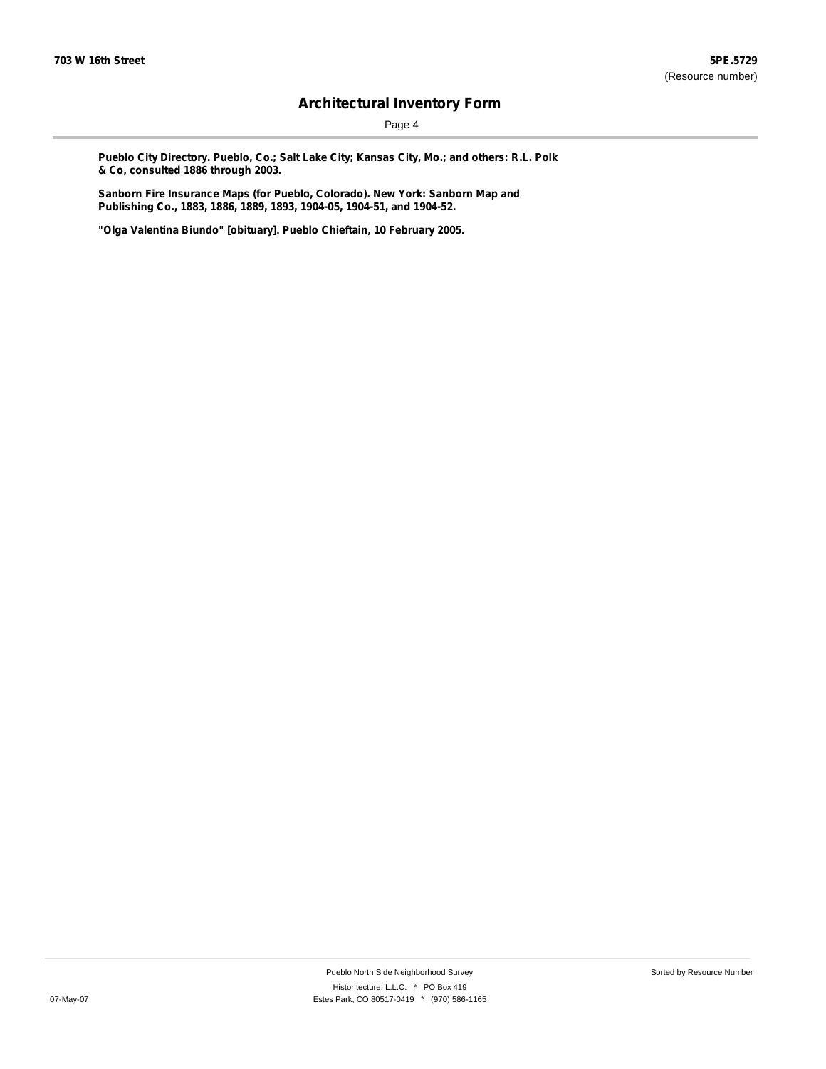**Pueblo City Directory. Pueblo, Co.; Salt Lake City; Kansas City, Mo.; and others: R.L. Polk & Co, consulted 1886 through 2003.**

**Sanborn Fire Insurance Maps (for Pueblo, Colorado). New York: Sanborn Map and Publishing Co., 1883, 1886, 1889, 1893, 1904-05, 1904-51, and 1904-52.**

**"Olga Valentina Biundo" [obituary]. Pueblo Chieftain, 10 February 2005.**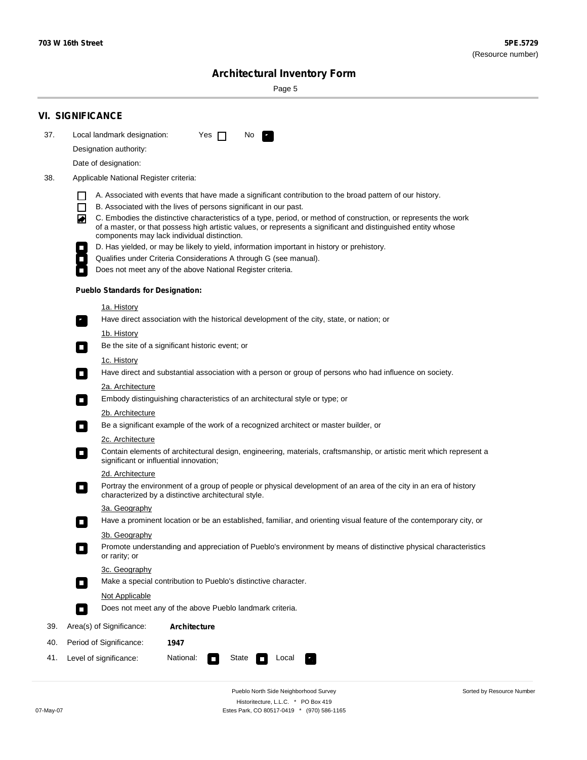## VI. SIGNIFICANCE

37. Local landmark designation: Yes ☐ No ☑

Designation authority:

Date of designation:

38. Applicable National Register criteria:

- ☐ A. Associated with events that have made a significant contribution to the broad pattern of our history.
- ☐ B. Associated with the lives of persons significant in our past.
- ☑ C. Embodies the distinctive characteristics of a type, period, or method of construction, or represents the work of a master, or that possess high artistic values, or represents a significant and distinguished entity whose components may lack individual distinction.
- ☐ D. Has yielded, or may be likely to yield, information important in history or prehistory.
- ☐ Qualifies under Criteria Considerations A through G (see manual).
- ☐ Does not meet any of the above National Register criteria.

**Pueblo Standards for Designation:**

1a. History
- ☑ Have direct association with the historical development of the city, state, or nation; or

1b. History
- ☐ Be the site of a significant historic event; or

1c. History
- ☐ Have direct and substantial association with a person or group of persons who had influence on society.

2a. Architecture
- ☐ Embody distinguishing characteristics of an architectural style or type; or

2b. Architecture
- ☐ Be a significant example of the work of a recognized architect or master builder, or

2c. Architecture
- ☐ Contain elements of architectural design, engineering, materials, craftsmanship, or artistic merit which represent a significant or influential innovation;

2d. Architecture
- ☐ Portray the environment of a group of people or physical development of an area of the city in an era of history characterized by a distinctive architectural style.

3a. Geography
- ☐ Have a prominent location or be an established, familiar, and orienting visual feature of the contemporary city, or

3b. Geography
- ☐ Promote understanding and appreciation of Pueblo's environment by means of distinctive physical characteristics or rarity; or

3c. Geography
- ☐ Make a special contribution to Pueblo's distinctive character.

Not Applicable
- ☐ Does not meet any of the above Pueblo landmark criteria.

39. Area(s) of Significance: **Architecture**

40. Period of Significance: **1947**

41. Level of significance: National: ☐ State ☐ Local ☑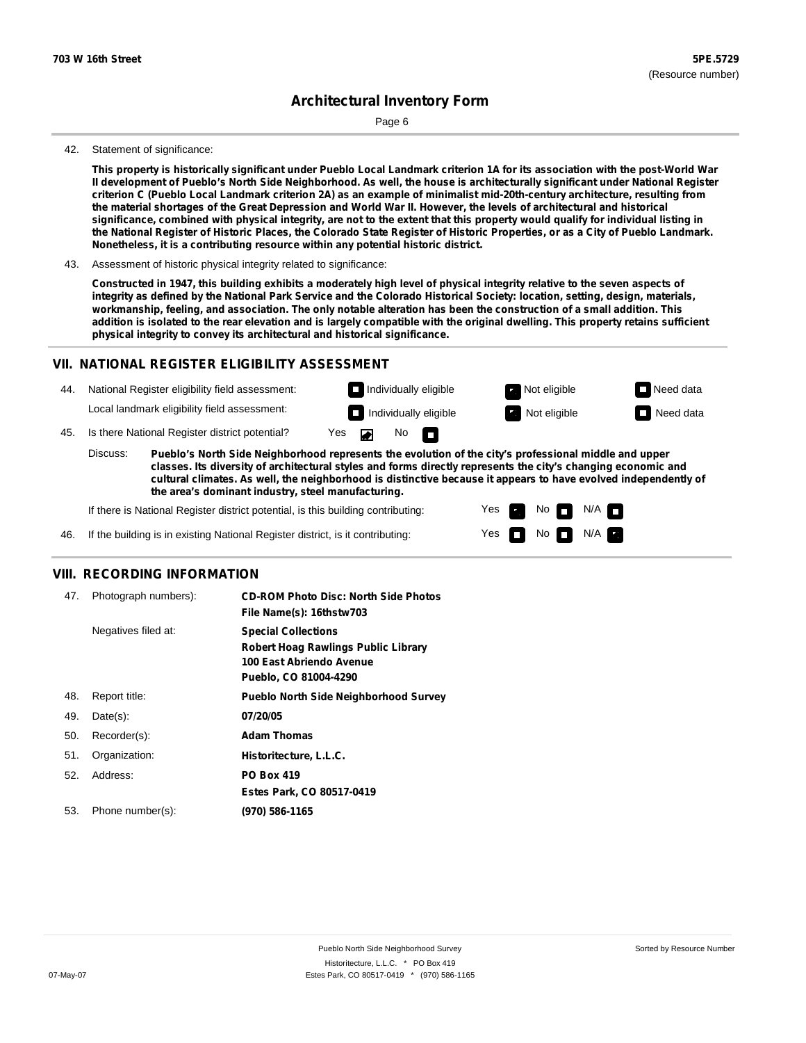42. Statement of significance:

**This property is historically significant under Pueblo Local Landmark criterion 1A for its association with the post-World War II development of Pueblo's North Side Neighborhood. As well, the house is architecturally significant under National Register criterion C (Pueblo Local Landmark criterion 2A) as an example of minimalist mid-20th-century architecture, resulting from the material shortages of the Great Depression and World War II. However, the levels of architectural and historical significance, combined with physical integrity, are not to the extent that this property would qualify for individual listing in the National Register of Historic Places, the Colorado State Register of Historic Properties, or as a City of Pueblo Landmark. Nonetheless, it is a contributing resource within any potential historic district.**

43. Assessment of historic physical integrity related to significance:

**Constructed in 1947, this building exhibits a moderately high level of physical integrity relative to the seven aspects of integrity as defined by the National Park Service and the Colorado Historical Society: location, setting, design, materials, workmanship, feeling, and association. The only notable alteration has been the construction of a small addition. This addition is isolated to the rear elevation and is largely compatible with the original dwelling. This property retains sufficient physical integrity to convey its architectural and historical significance.**

## VII. NATIONAL REGISTER ELIGIBILITY ASSESSMENT

44. National Register eligibility field assessment: Individually eligible / **Not eligible (checked)** / Need data

Local landmark eligibility field assessment: Individually eligible / **Not eligible (checked)** / Need data

45. Is there National Register district potential? **Yes (checked)** / No

Discuss: **Pueblo's North Side Neighborhood represents the evolution of the city's professional middle and upper classes. Its diversity of architectural styles and forms directly represents the city's changing economic and cultural climates. As well, the neighborhood is distinctive because it appears to have evolved independently of the area's dominant industry, steel manufacturing.**

If there is National Register district potential, is this building contributing: **Yes (checked)** / No / N/A

46. If the building is in existing National Register district, is it contributing: Yes / No / **N/A (checked)**

## VIII. RECORDING INFORMATION

| | | |
|---|---|---|
| 47. | Photograph numbers): | **CD-ROM Photo Disc: North Side Photos**<br>**File Name(s): 16thstw703** |
| | Negatives filed at: | **Special Collections**<br>**Robert Hoag Rawlings Public Library**<br>**100 East Abriendo Avenue**<br>**Pueblo, CO 81004-4290** |
| 48. | Report title: | **Pueblo North Side Neighborhood Survey** |
| 49. | Date(s): | **07/20/05** |
| 50. | Recorder(s): | **Adam Thomas** |
| 51. | Organization: | **Historitecture, L.L.C.** |
| 52. | Address: | **PO Box 419**<br>**Estes Park, CO 80517-0419** |
| 53. | Phone number(s): | **(970) 586-1165** |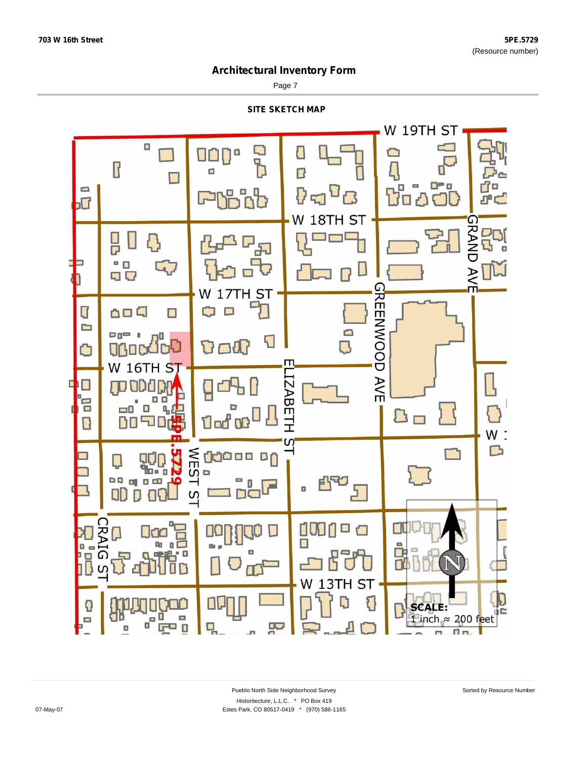## Architectural Inventory Form

### SITE SKETCH MAP

W 19TH ST

W 18TH ST

W 17TH ST

W 16TH ST

GRAND AVE

GREENWOOD AVE

ELIZABETH ST

WEST ST

CRAIG ST

W 13TH ST

5PE.5729

SCALE:
1 inch ≈ 200 feet

Pueblo North Side Neighborhood Survey

Historitecture, L.L.C. * PO Box 419

Estes Park, CO 80517-0419 * (970) 586-1165

Sorted by Resource Number

07-May-07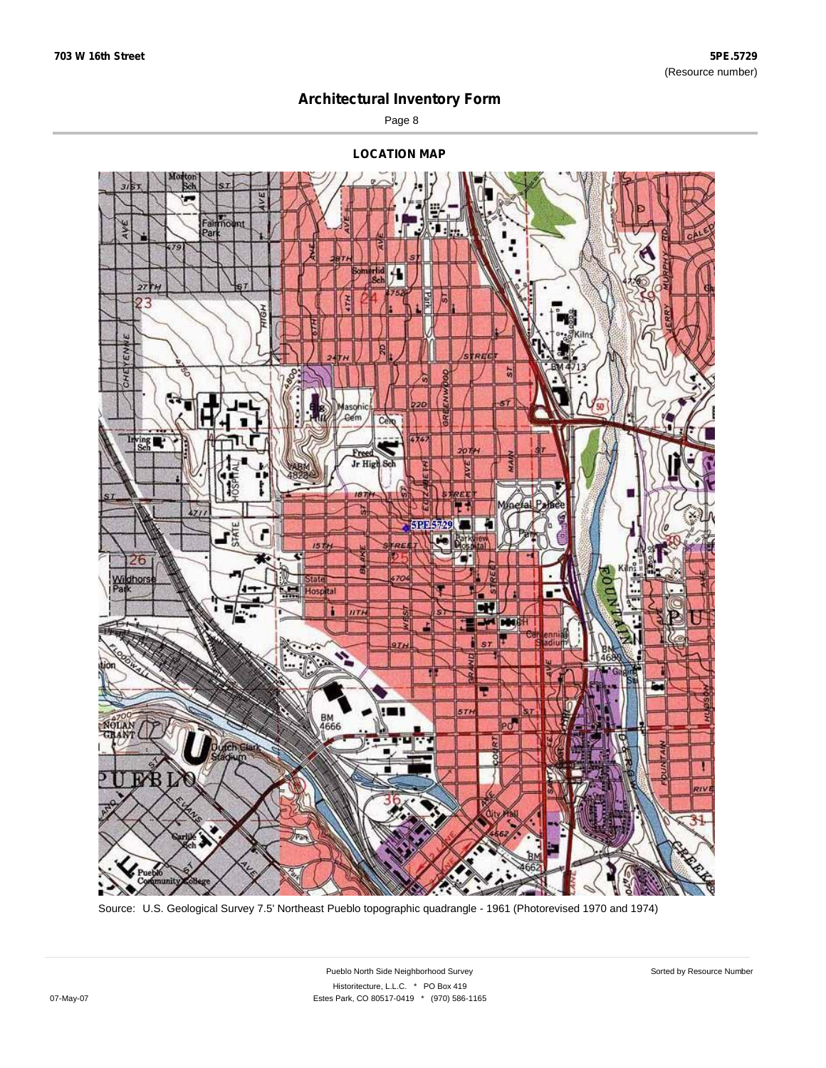## Architectural Inventory Form

### LOCATION MAP

Source: U.S. Geological Survey 7.5' Northeast Pueblo topographic quadrangle - 1961 (Photorevised 1970 and 1974)